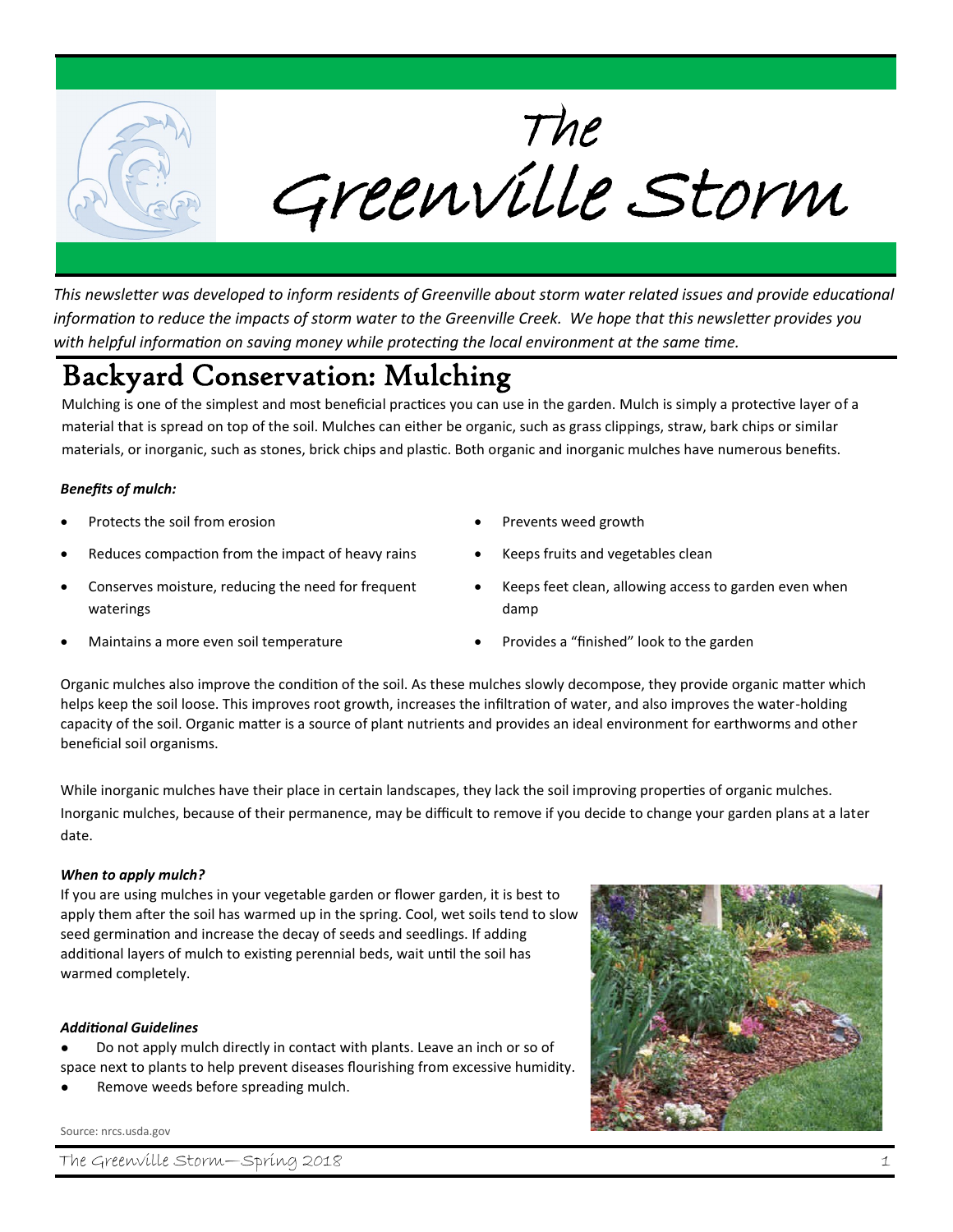# The Greenville Storm

*This newsletter was developed to inform residents of Greenville about storm water related issues and provide educational information to reduce the impacts of storm water to the Greenville Creek. We hope that this newsletter provides you with helpful information on saving money while protecting the local environment at the same time.*

## Backyard Conservation: Mulching

Mulching is one of the simplest and most beneficial practices you can use in the garden. Mulch is simply a protective layer of a material that is spread on top of the soil. Mulches can either be organic, such as grass clippings, straw, bark chips or similar materials, or inorganic, such as stones, brick chips and plastic. Both organic and inorganic mulches have numerous benefits.

***Benefits of mulch:***

- Protects the soil from erosion
- Reduces compaction from the impact of heavy rains
- Conserves moisture, reducing the need for frequent waterings
- Maintains a more even soil temperature
- Prevents weed growth
- Keeps fruits and vegetables clean
- Keeps feet clean, allowing access to garden even when damp
- Provides a "finished" look to the garden

Organic mulches also improve the condition of the soil. As these mulches slowly decompose, they provide organic matter which helps keep the soil loose. This improves root growth, increases the infiltration of water, and also improves the water-holding capacity of the soil. Organic matter is a source of plant nutrients and provides an ideal environment for earthworms and other beneficial soil organisms.

While inorganic mulches have their place in certain landscapes, they lack the soil improving properties of organic mulches. Inorganic mulches, because of their permanence, may be difficult to remove if you decide to change your garden plans at a later date.

***When to apply mulch?***

If you are using mulches in your vegetable garden or flower garden, it is best to apply them after the soil has warmed up in the spring. Cool, wet soils tend to slow seed germination and increase the decay of seeds and seedlings. If adding additional layers of mulch to existing perennial beds, wait until the soil has warmed completely.

***Additional Guidelines***

- Do not apply mulch directly in contact with plants. Leave an inch or so of space next to plants to help prevent diseases flourishing from excessive humidity.
- Remove weeds before spreading mulch.

Source: nrcs.usda.gov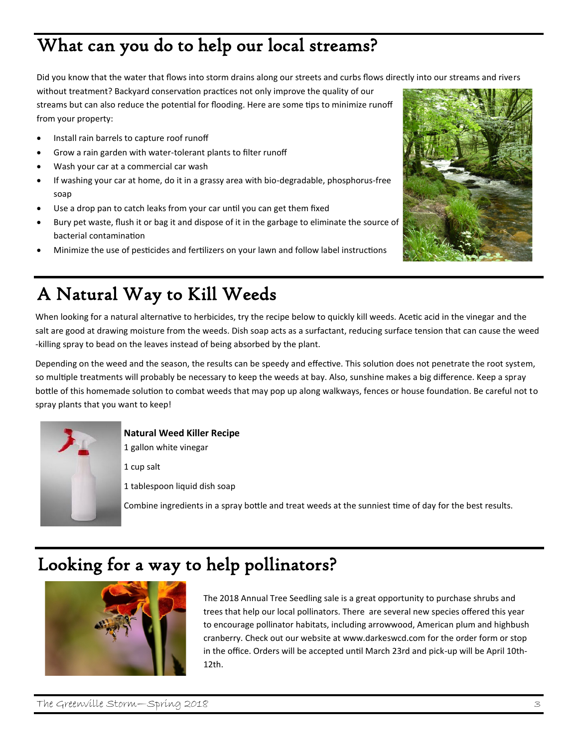# What can you do to help our local streams?

Did you know that the water that flows into storm drains along our streets and curbs flows directly into our streams and rivers without treatment? Backyard conservation practices not only improve the quality of our streams but can also reduce the potential for flooding. Here are some tips to minimize runoff from your property:

- Install rain barrels to capture roof runoff
- Grow a rain garden with water-tolerant plants to filter runoff
- Wash your car at a commercial car wash
- If washing your car at home, do it in a grassy area with bio-degradable, phosphorus-free soap
- Use a drop pan to catch leaks from your car until you can get them fixed
- Bury pet waste, flush it or bag it and dispose of it in the garbage to eliminate the source of bacterial contamination
- Minimize the use of pesticides and fertilizers on your lawn and follow label instructions

# A Natural Way to Kill Weeds

When looking for a natural alternative to herbicides, try the recipe below to quickly kill weeds. Acetic acid in the vinegar and the salt are good at drawing moisture from the weeds. Dish soap acts as a surfactant, reducing surface tension that can cause the weed-killing spray to bead on the leaves instead of being absorbed by the plant.

Depending on the weed and the season, the results can be speedy and effective. This solution does not penetrate the root system, so multiple treatments will probably be necessary to keep the weeds at bay. Also, sunshine makes a big difference. Keep a spray bottle of this homemade solution to combat weeds that may pop up along walkways, fences or house foundation. Be careful not to spray plants that you want to keep!

**Natural Weed Killer Recipe**

1 gallon white vinegar

1 cup salt

1 tablespoon liquid dish soap

Combine ingredients in a spray bottle and treat weeds at the sunniest time of day for the best results.

# Looking for a way to help pollinators?

The 2018 Annual Tree Seedling sale is a great opportunity to purchase shrubs and trees that help our local pollinators. There are several new species offered this year to encourage pollinator habitats, including arrowwood, American plum and highbush cranberry. Check out our website at www.darkeswcd.com for the order form or stop in the office. Orders will be accepted until March 23rd and pick-up will be April 10th-12th.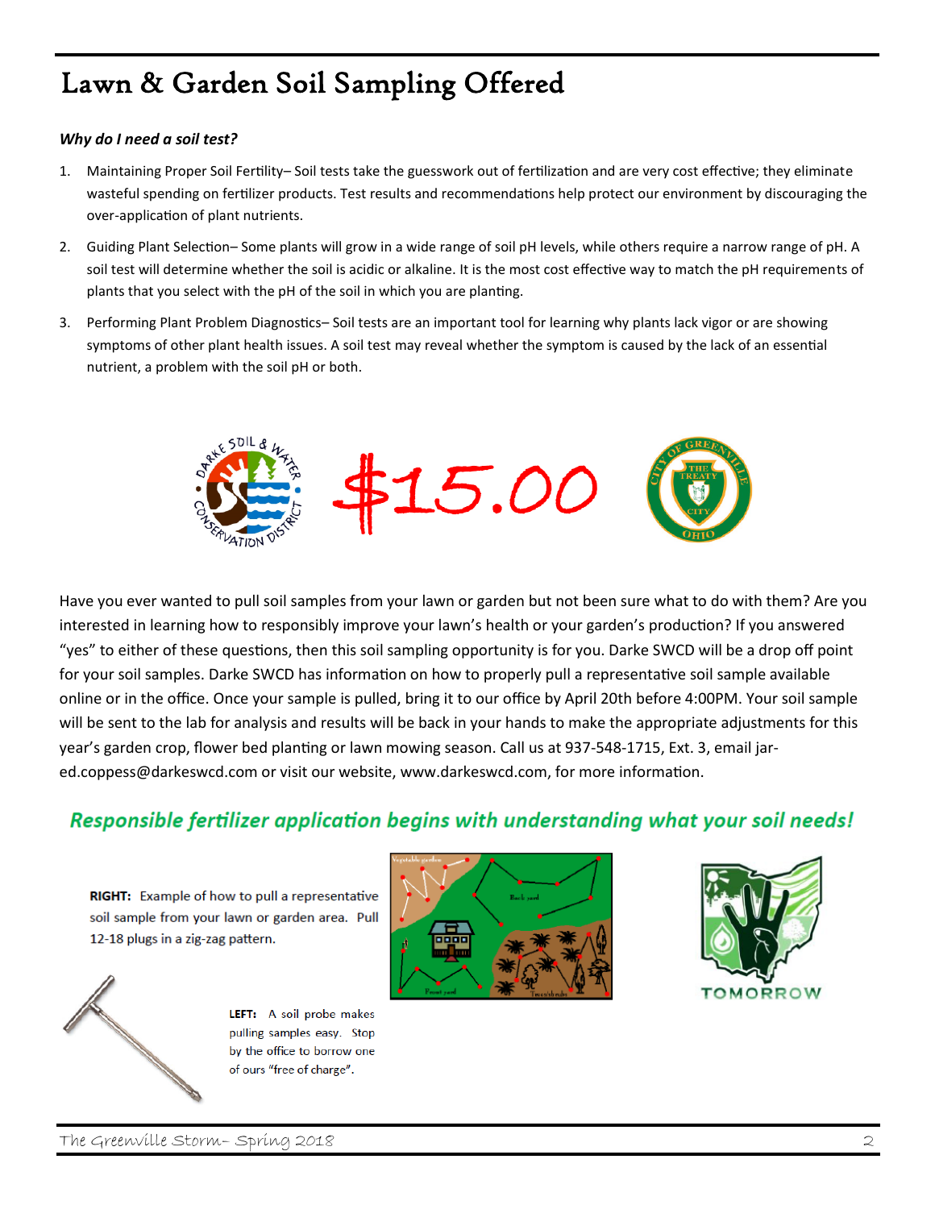# Lawn & Garden Soil Sampling Offered

***Why do I need a soil test?***

1. Maintaining Proper Soil Fertility– Soil tests take the guesswork out of fertilization and are very cost effective; they eliminate wasteful spending on fertilizer products. Test results and recommendations help protect our environment by discouraging the over-application of plant nutrients.
2. Guiding Plant Selection– Some plants will grow in a wide range of soil pH levels, while others require a narrow range of pH. A soil test will determine whether the soil is acidic or alkaline. It is the most cost effective way to match the pH requirements of plants that you select with the pH of the soil in which you are planting.
3. Performing Plant Problem Diagnostics– Soil tests are an important tool for learning why plants lack vigor or are showing symptoms of other plant health issues. A soil test may reveal whether the symptom is caused by the lack of an essential nutrient, a problem with the soil pH or both.

$15.00

Have you ever wanted to pull soil samples from your lawn or garden but not been sure what to do with them? Are you interested in learning how to responsibly improve your lawn's health or your garden's production? If you answered "yes" to either of these questions, then this soil sampling opportunity is for you. Darke SWCD will be a drop off point for your soil samples. Darke SWCD has information on how to properly pull a representative soil sample available online or in the office. Once your sample is pulled, bring it to our office by April 20th before 4:00PM. Your soil sample will be sent to the lab for analysis and results will be back in your hands to make the appropriate adjustments for this year's garden crop, flower bed planting or lawn mowing season. Call us at 937-548-1715, Ext. 3, email jared.coppess@darkeswcd.com or visit our website, www.darkeswcd.com, for more information.

***Responsible fertilizer application begins with understanding what your soil needs!***

**RIGHT:** Example of how to pull a representative soil sample from your lawn or garden area. Pull 12-18 plugs in a zig-zag pattern.

**LEFT:** A soil probe makes pulling samples easy. Stop by the office to borrow one of ours "free of charge".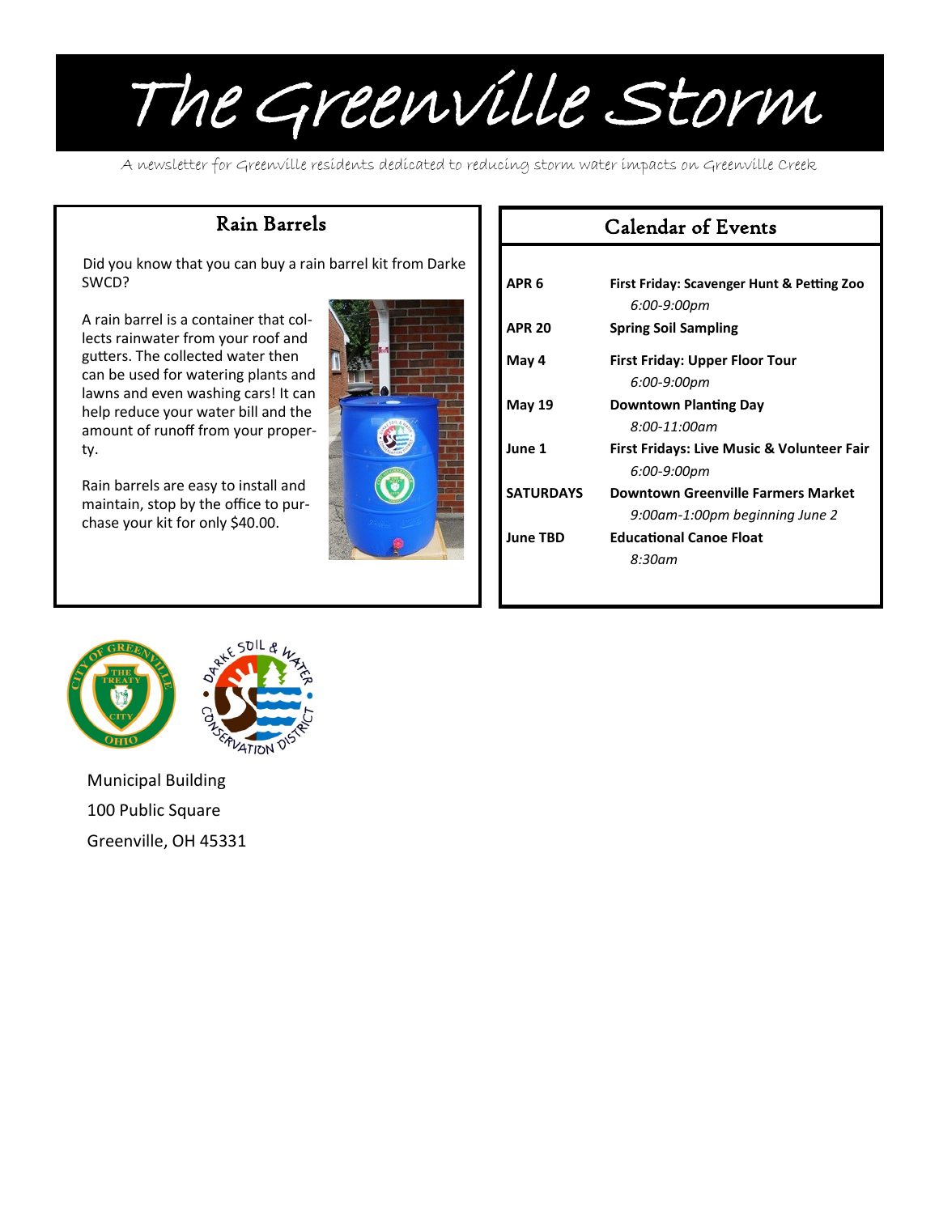# The Greenville Storm

A newsletter for Greenville residents dedicated to reducing storm water impacts on Greenville Creek

## Rain Barrels

Did you know that you can buy a rain barrel kit from Darke SWCD?

A rain barrel is a container that collects rainwater from your roof and gutters. The collected water then can be used for watering plants and lawns and even washing cars! It can help reduce your water bill and the amount of runoff from your property.

Rain barrels are easy to install and maintain, stop by the office to purchase your kit for only $40.00.

## Calendar of Events

| | |
|---|---|
| **APR 6** | **First Friday: Scavenger Hunt & Petting Zoo**<br>*6:00-9:00pm* |
| **APR 20** | **Spring Soil Sampling** |
| **May 4** | **First Friday: Upper Floor Tour**<br>*6:00-9:00pm* |
| **May 19** | **Downtown Planting Day**<br>*8:00-11:00am* |
| **June 1** | **First Fridays: Live Music & Volunteer Fair**<br>*6:00-9:00pm* |
| **SATURDAYS** | **Downtown Greenville Farmers Market**<br>*9:00am-1:00pm beginning June 2* |
| **June TBD** | **Educational Canoe Float**<br>*8:30am* |

Municipal Building
100 Public Square
Greenville, OH 45331